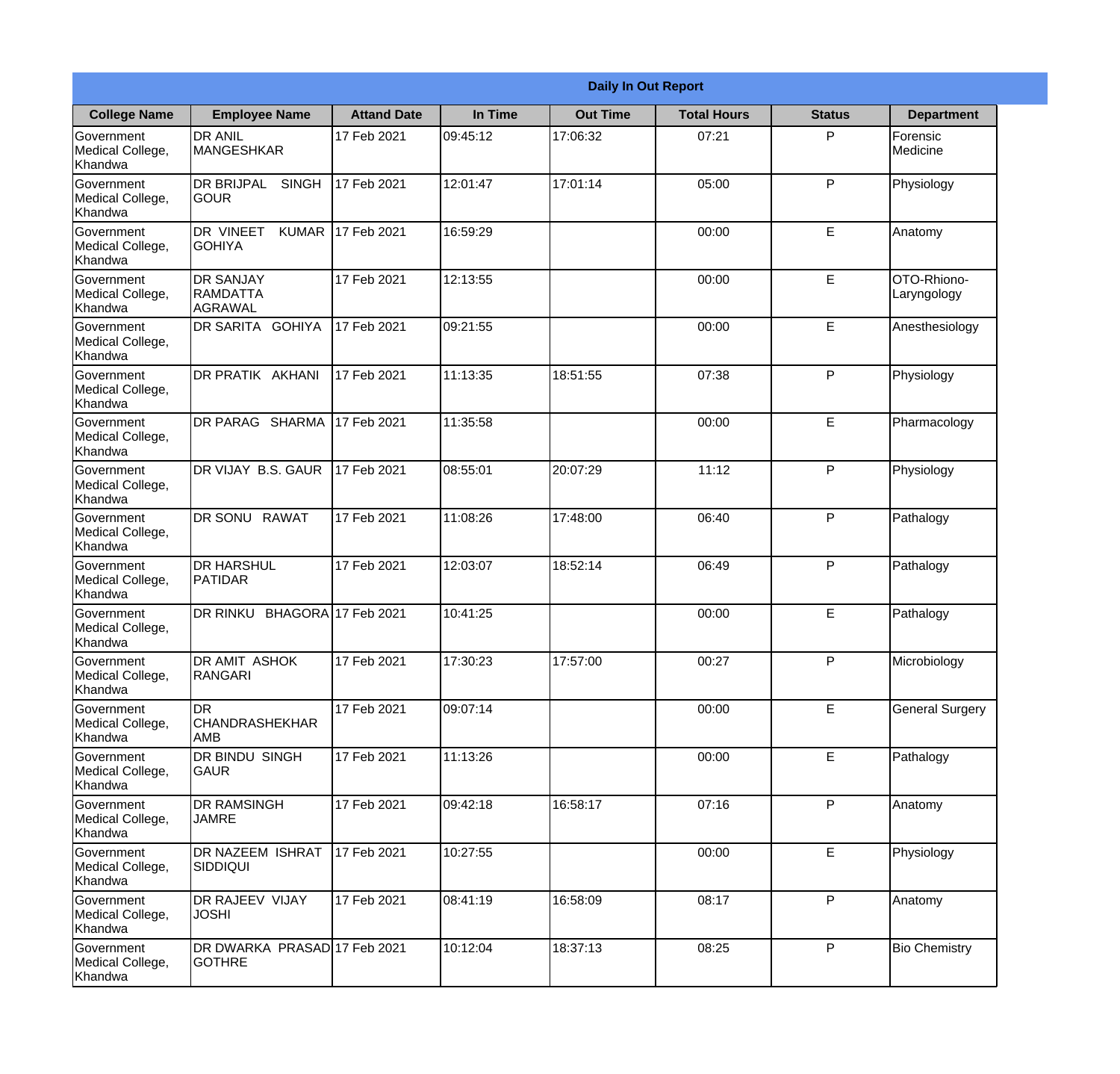| Daily In Out Report | | | | | | | |
|---|---|---|---|---|---|---|---|
| **College Name** | **Employee Name** | **Attand Date** | **In Time** | **Out Time** | **Total Hours** | **Status** | **Department** |
| Government Medical College, Khandwa | DR ANIL MANGESHKAR | 17 Feb 2021 | 09:45:12 | 17:06:32 | 07:21 | P | Forensic Medicine |
| Government Medical College, Khandwa | DR BRIJPAL SINGH GOUR | 17 Feb 2021 | 12:01:47 | 17:01:14 | 05:00 | P | Physiology |
| Government Medical College, Khandwa | DR VINEET KUMAR GOHIYA | 17 Feb 2021 | 16:59:29 | | 00:00 | E | Anatomy |
| Government Medical College, Khandwa | DR SANJAY RAMDATTA AGRAWAL | 17 Feb 2021 | 12:13:55 | | 00:00 | E | OTO-Rhiono-Laryngology |
| Government Medical College, Khandwa | DR SARITA GOHIYA | 17 Feb 2021 | 09:21:55 | | 00:00 | E | Anesthesiology |
| Government Medical College, Khandwa | DR PRATIK AKHANI | 17 Feb 2021 | 11:13:35 | 18:51:55 | 07:38 | P | Physiology |
| Government Medical College, Khandwa | DR PARAG SHARMA | 17 Feb 2021 | 11:35:58 | | 00:00 | E | Pharmacology |
| Government Medical College, Khandwa | DR VIJAY B.S. GAUR | 17 Feb 2021 | 08:55:01 | 20:07:29 | 11:12 | P | Physiology |
| Government Medical College, Khandwa | DR SONU RAWAT | 17 Feb 2021 | 11:08:26 | 17:48:00 | 06:40 | P | Pathalogy |
| Government Medical College, Khandwa | DR HARSHUL PATIDAR | 17 Feb 2021 | 12:03:07 | 18:52:14 | 06:49 | P | Pathalogy |
| Government Medical College, Khandwa | DR RINKU BHAGORA | 17 Feb 2021 | 10:41:25 | | 00:00 | E | Pathalogy |
| Government Medical College, Khandwa | DR AMIT ASHOK RANGARI | 17 Feb 2021 | 17:30:23 | 17:57:00 | 00:27 | P | Microbiology |
| Government Medical College, Khandwa | DR CHANDRASHEKHAR AMB | 17 Feb 2021 | 09:07:14 | | 00:00 | E | General Surgery |
| Government Medical College, Khandwa | DR BINDU SINGH GAUR | 17 Feb 2021 | 11:13:26 | | 00:00 | E | Pathalogy |
| Government Medical College, Khandwa | DR RAMSINGH JAMRE | 17 Feb 2021 | 09:42:18 | 16:58:17 | 07:16 | P | Anatomy |
| Government Medical College, Khandwa | DR NAZEEM ISHRAT SIDDIQUI | 17 Feb 2021 | 10:27:55 | | 00:00 | E | Physiology |
| Government Medical College, Khandwa | DR RAJEEV VIJAY JOSHI | 17 Feb 2021 | 08:41:19 | 16:58:09 | 08:17 | P | Anatomy |
| Government Medical College, Khandwa | DR DWARKA PRASAD GOTHRE | 17 Feb 2021 | 10:12:04 | 18:37:13 | 08:25 | P | Bio Chemistry |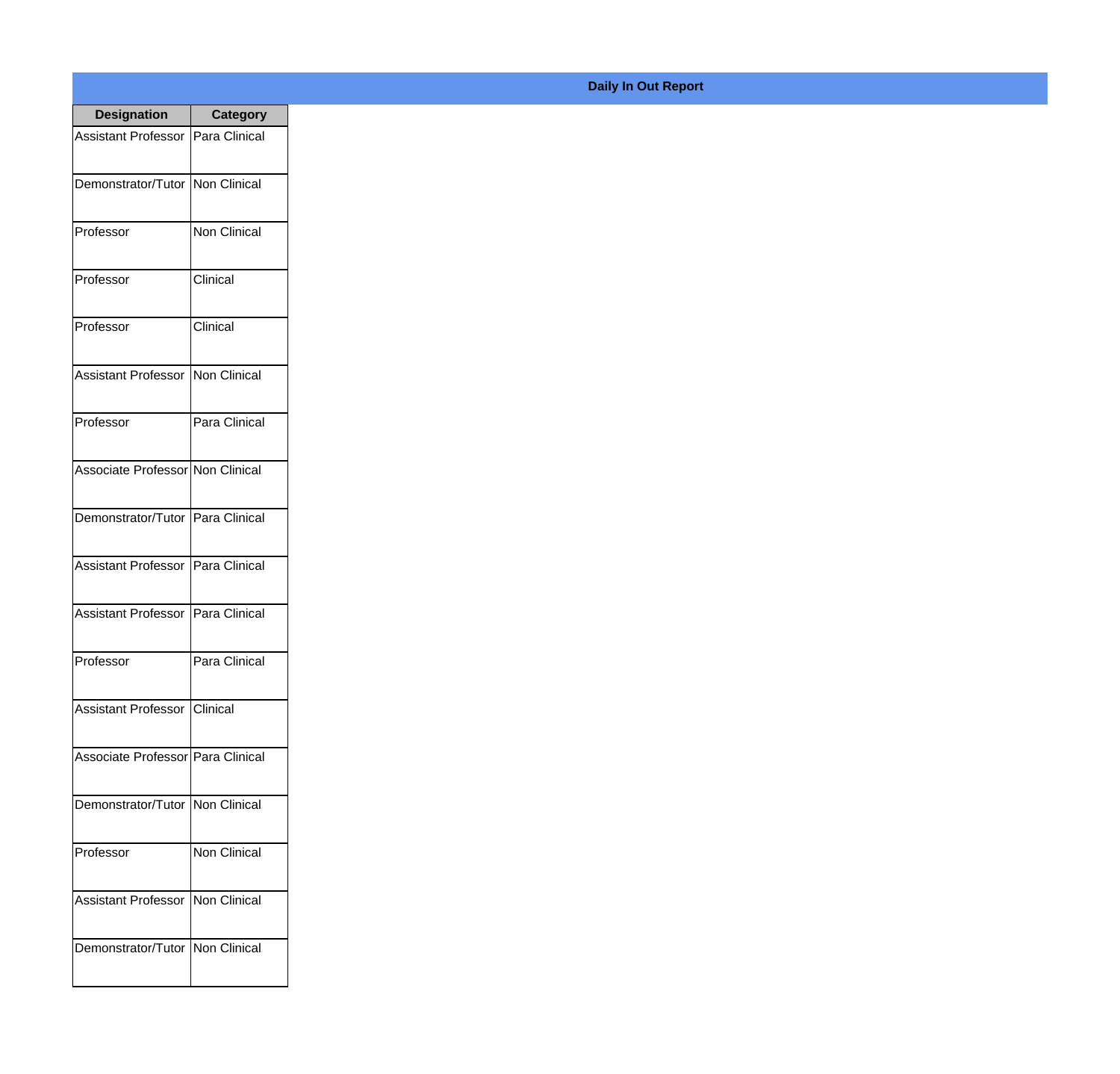**Daily In Out Report**

| Designation | Category |
| --- | --- |
| Assistant Professor | Para Clinical |
| Demonstrator/Tutor | Non Clinical |
| Professor | Non Clinical |
| Professor | Clinical |
| Professor | Clinical |
| Assistant Professor | Non Clinical |
| Professor | Para Clinical |
| Associate Professor | Non Clinical |
| Demonstrator/Tutor | Para Clinical |
| Assistant Professor | Para Clinical |
| Assistant Professor | Para Clinical |
| Professor | Para Clinical |
| Assistant Professor | Clinical |
| Associate Professor | Para Clinical |
| Demonstrator/Tutor | Non Clinical |
| Professor | Non Clinical |
| Assistant Professor | Non Clinical |
| Demonstrator/Tutor | Non Clinical |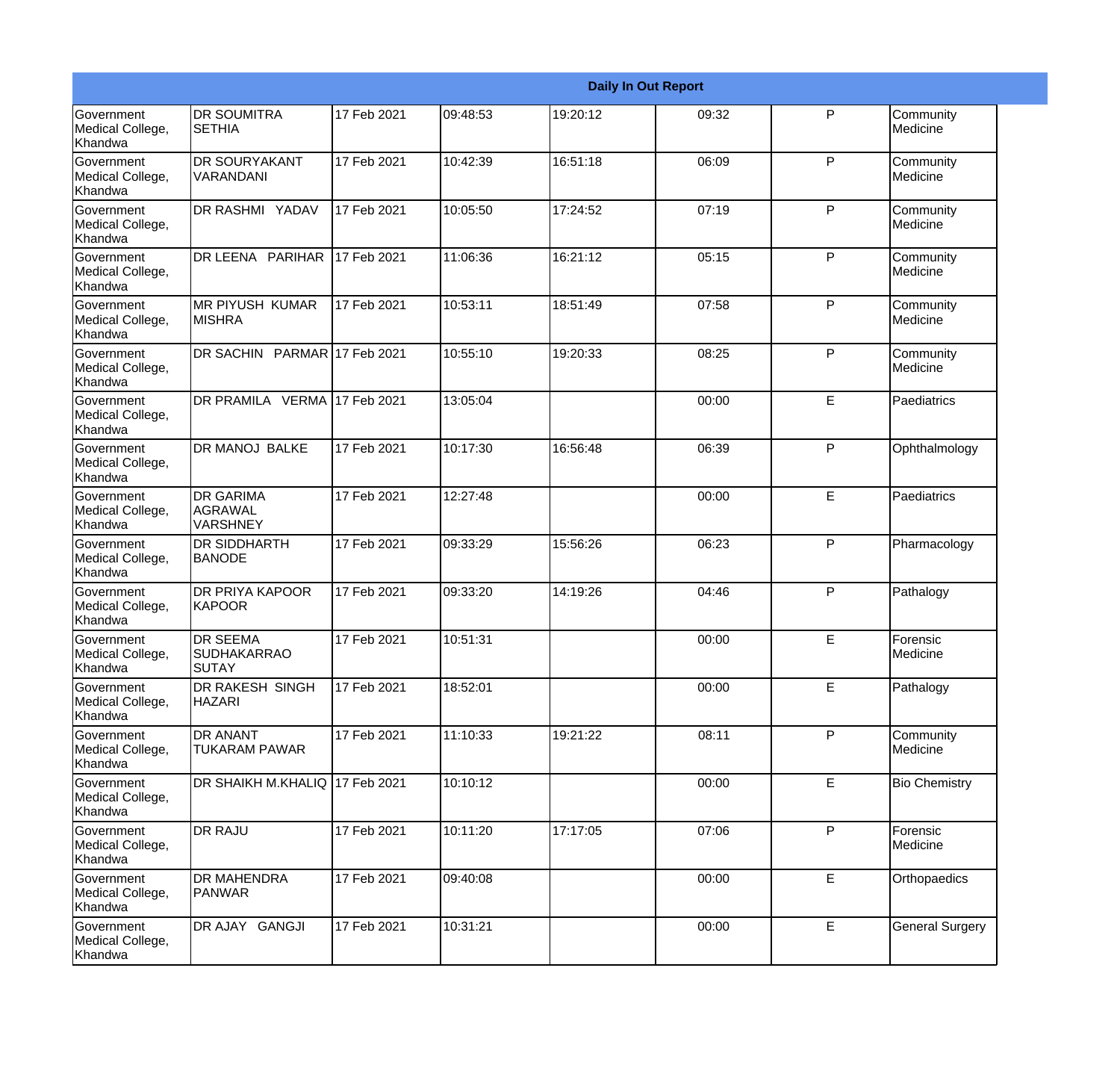| Daily In Out Report | | | | | | | |
|---|---|---|---|---|---|---|---|
| Government Medical College, Khandwa | DR SOUMITRA SETHIA | 17 Feb 2021 | 09:48:53 | 19:20:12 | 09:32 | P | Community Medicine |
| Government Medical College, Khandwa | DR SOURYAKANT VARANDANI | 17 Feb 2021 | 10:42:39 | 16:51:18 | 06:09 | P | Community Medicine |
| Government Medical College, Khandwa | DR RASHMI YADAV | 17 Feb 2021 | 10:05:50 | 17:24:52 | 07:19 | P | Community Medicine |
| Government Medical College, Khandwa | DR LEENA PARIHAR | 17 Feb 2021 | 11:06:36 | 16:21:12 | 05:15 | P | Community Medicine |
| Government Medical College, Khandwa | MR PIYUSH KUMAR MISHRA | 17 Feb 2021 | 10:53:11 | 18:51:49 | 07:58 | P | Community Medicine |
| Government Medical College, Khandwa | DR SACHIN PARMAR | 17 Feb 2021 | 10:55:10 | 19:20:33 | 08:25 | P | Community Medicine |
| Government Medical College, Khandwa | DR PRAMILA VERMA | 17 Feb 2021 | 13:05:04 | | 00:00 | E | Paediatrics |
| Government Medical College, Khandwa | DR MANOJ BALKE | 17 Feb 2021 | 10:17:30 | 16:56:48 | 06:39 | P | Ophthalmology |
| Government Medical College, Khandwa | DR GARIMA AGRAWAL VARSHNEY | 17 Feb 2021 | 12:27:48 | | 00:00 | E | Paediatrics |
| Government Medical College, Khandwa | DR SIDDHARTH BANODE | 17 Feb 2021 | 09:33:29 | 15:56:26 | 06:23 | P | Pharmacology |
| Government Medical College, Khandwa | DR PRIYA KAPOOR KAPOOR | 17 Feb 2021 | 09:33:20 | 14:19:26 | 04:46 | P | Pathalogy |
| Government Medical College, Khandwa | DR SEEMA SUDHAKARRAO SUTAY | 17 Feb 2021 | 10:51:31 | | 00:00 | E | Forensic Medicine |
| Government Medical College, Khandwa | DR RAKESH SINGH HAZARI | 17 Feb 2021 | 18:52:01 | | 00:00 | E | Pathalogy |
| Government Medical College, Khandwa | DR ANANT TUKARAM PAWAR | 17 Feb 2021 | 11:10:33 | 19:21:22 | 08:11 | P | Community Medicine |
| Government Medical College, Khandwa | DR SHAIKH M.KHALIQ | 17 Feb 2021 | 10:10:12 | | 00:00 | E | Bio Chemistry |
| Government Medical College, Khandwa | DR RAJU | 17 Feb 2021 | 10:11:20 | 17:17:05 | 07:06 | P | Forensic Medicine |
| Government Medical College, Khandwa | DR MAHENDRA PANWAR | 17 Feb 2021 | 09:40:08 | | 00:00 | E | Orthopaedics |
| Government Medical College, Khandwa | DR AJAY GANGJI | 17 Feb 2021 | 10:31:21 | | 00:00 | E | General Surgery |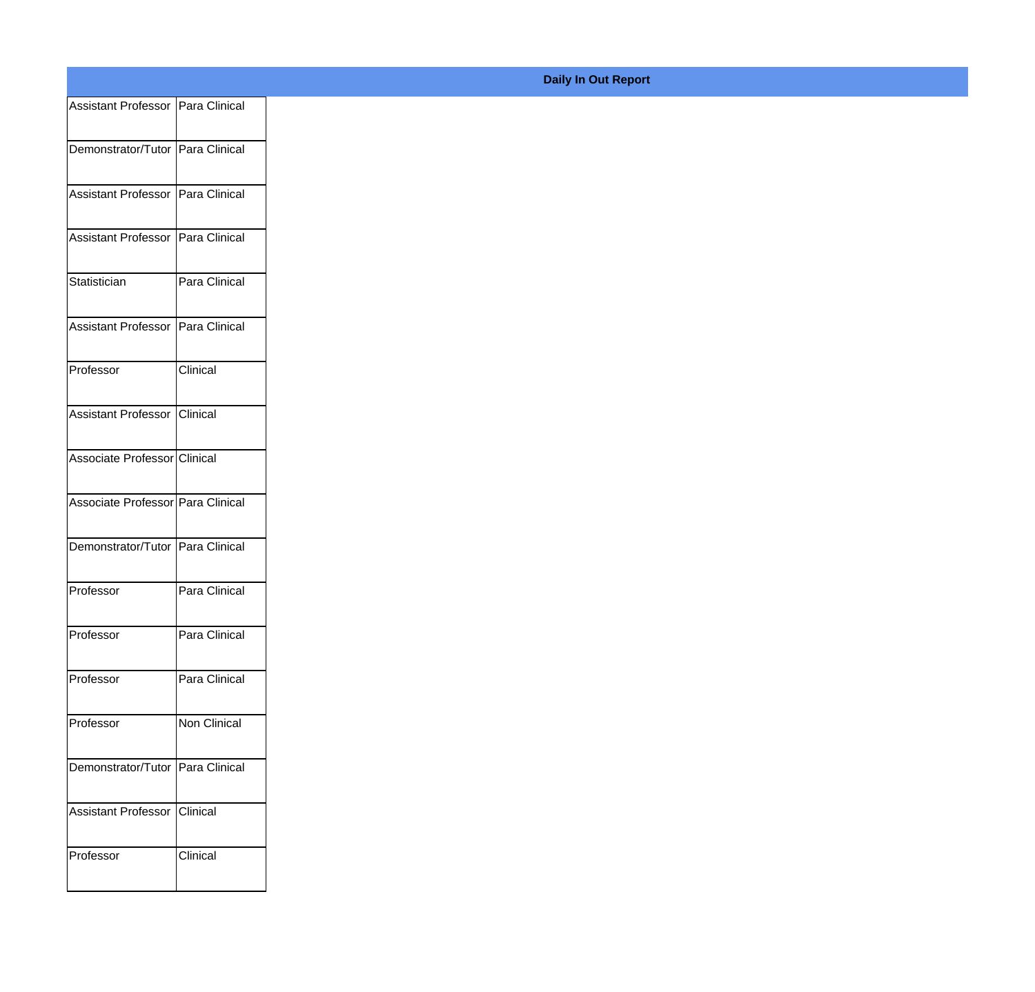**Daily In Out Report**

| | |
|---|---|
| Assistant Professor | Para Clinical |
| Demonstrator/Tutor | Para Clinical |
| Assistant Professor | Para Clinical |
| Assistant Professor | Para Clinical |
| Statistician | Para Clinical |
| Assistant Professor | Para Clinical |
| Professor | Clinical |
| Assistant Professor | Clinical |
| Associate Professor | Clinical |
| Associate Professor | Para Clinical |
| Demonstrator/Tutor | Para Clinical |
| Professor | Para Clinical |
| Professor | Para Clinical |
| Professor | Para Clinical |
| Professor | Non Clinical |
| Demonstrator/Tutor | Para Clinical |
| Assistant Professor | Clinical |
| Professor | Clinical |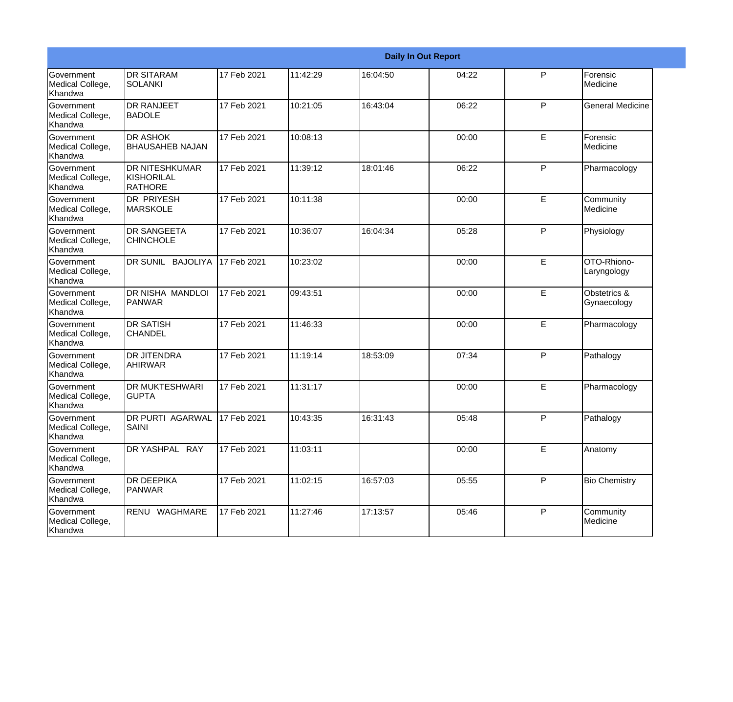| Daily In Out Report | | | | | | | |
|---|---|---|---|---|---|---|---|
| Government Medical College, Khandwa | DR SITARAM SOLANKI | 17 Feb 2021 | 11:42:29 | 16:04:50 | 04:22 | P | Forensic Medicine |
| Government Medical College, Khandwa | DR RANJEET BADOLE | 17 Feb 2021 | 10:21:05 | 16:43:04 | 06:22 | P | General Medicine |
| Government Medical College, Khandwa | DR ASHOK BHAUSAHEB NAJAN | 17 Feb 2021 | 10:08:13 | | 00:00 | E | Forensic Medicine |
| Government Medical College, Khandwa | DR NITESHKUMAR KISHORILAL RATHORE | 17 Feb 2021 | 11:39:12 | 18:01:46 | 06:22 | P | Pharmacology |
| Government Medical College, Khandwa | DR PRIYESH MARSKOLE | 17 Feb 2021 | 10:11:38 | | 00:00 | E | Community Medicine |
| Government Medical College, Khandwa | DR SANGEETA CHINCHOLE | 17 Feb 2021 | 10:36:07 | 16:04:34 | 05:28 | P | Physiology |
| Government Medical College, Khandwa | DR SUNIL BAJOLIYA | 17 Feb 2021 | 10:23:02 | | 00:00 | E | OTO-Rhiono-Laryngology |
| Government Medical College, Khandwa | DR NISHA MANDLOI PANWAR | 17 Feb 2021 | 09:43:51 | | 00:00 | E | Obstetrics & Gynaecology |
| Government Medical College, Khandwa | DR SATISH CHANDEL | 17 Feb 2021 | 11:46:33 | | 00:00 | E | Pharmacology |
| Government Medical College, Khandwa | DR JITENDRA AHIRWAR | 17 Feb 2021 | 11:19:14 | 18:53:09 | 07:34 | P | Pathalogy |
| Government Medical College, Khandwa | DR MUKTESHWARI GUPTA | 17 Feb 2021 | 11:31:17 | | 00:00 | E | Pharmacology |
| Government Medical College, Khandwa | DR PURTI AGARWAL SAINI | 17 Feb 2021 | 10:43:35 | 16:31:43 | 05:48 | P | Pathalogy |
| Government Medical College, Khandwa | DR YASHPAL RAY | 17 Feb 2021 | 11:03:11 | | 00:00 | E | Anatomy |
| Government Medical College, Khandwa | DR DEEPIKA PANWAR | 17 Feb 2021 | 11:02:15 | 16:57:03 | 05:55 | P | Bio Chemistry |
| Government Medical College, Khandwa | RENU WAGHMARE | 17 Feb 2021 | 11:27:46 | 17:13:57 | 05:46 | P | Community Medicine |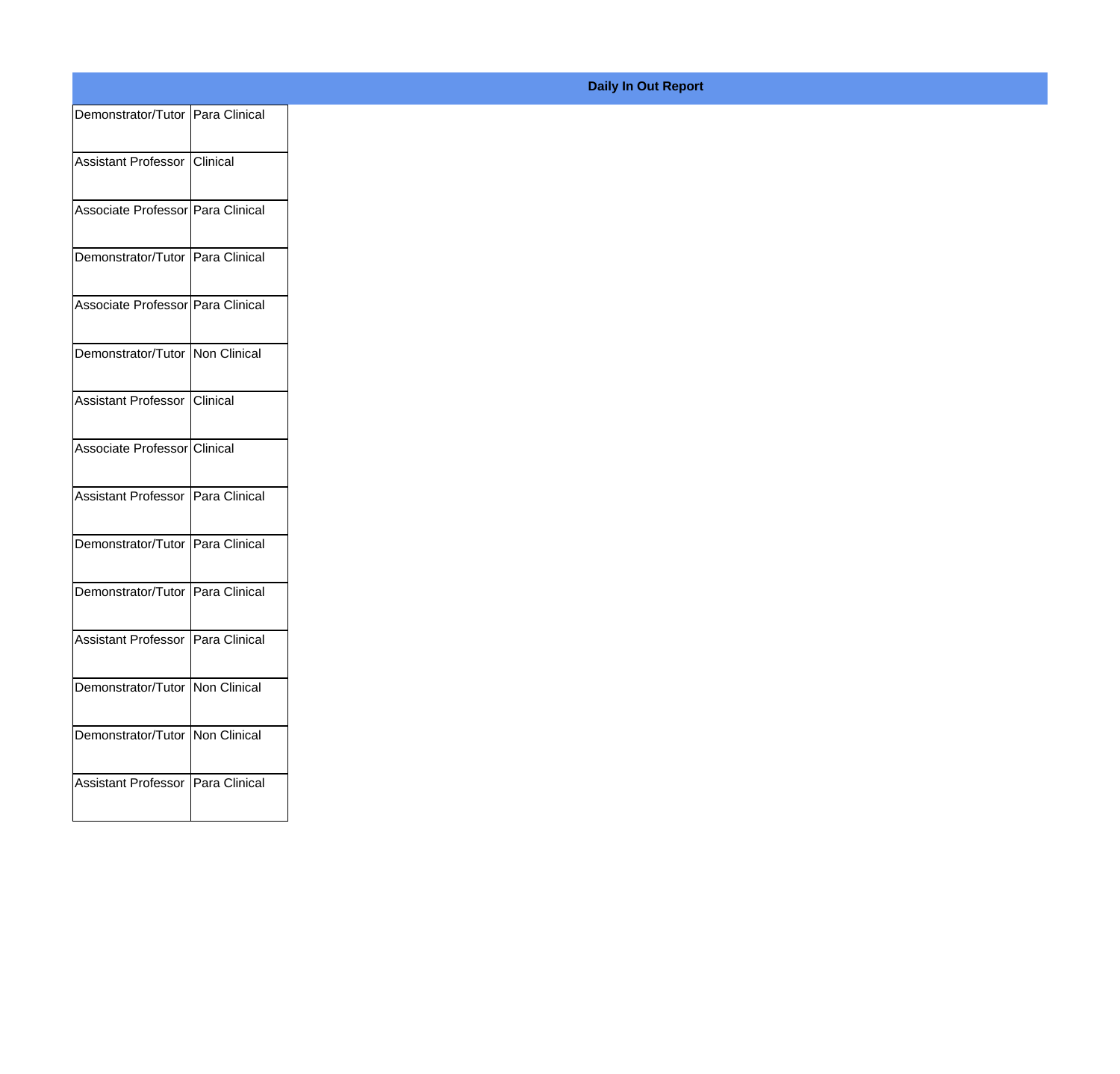**Daily In Out Report**

| | |
|---|---|
| Demonstrator/Tutor | Para Clinical |
| Assistant Professor | Clinical |
| Associate Professor | Para Clinical |
| Demonstrator/Tutor | Para Clinical |
| Associate Professor | Para Clinical |
| Demonstrator/Tutor | Non Clinical |
| Assistant Professor | Clinical |
| Associate Professor | Clinical |
| Assistant Professor | Para Clinical |
| Demonstrator/Tutor | Para Clinical |
| Demonstrator/Tutor | Para Clinical |
| Assistant Professor | Para Clinical |
| Demonstrator/Tutor | Non Clinical |
| Demonstrator/Tutor | Non Clinical |
| Assistant Professor | Para Clinical |